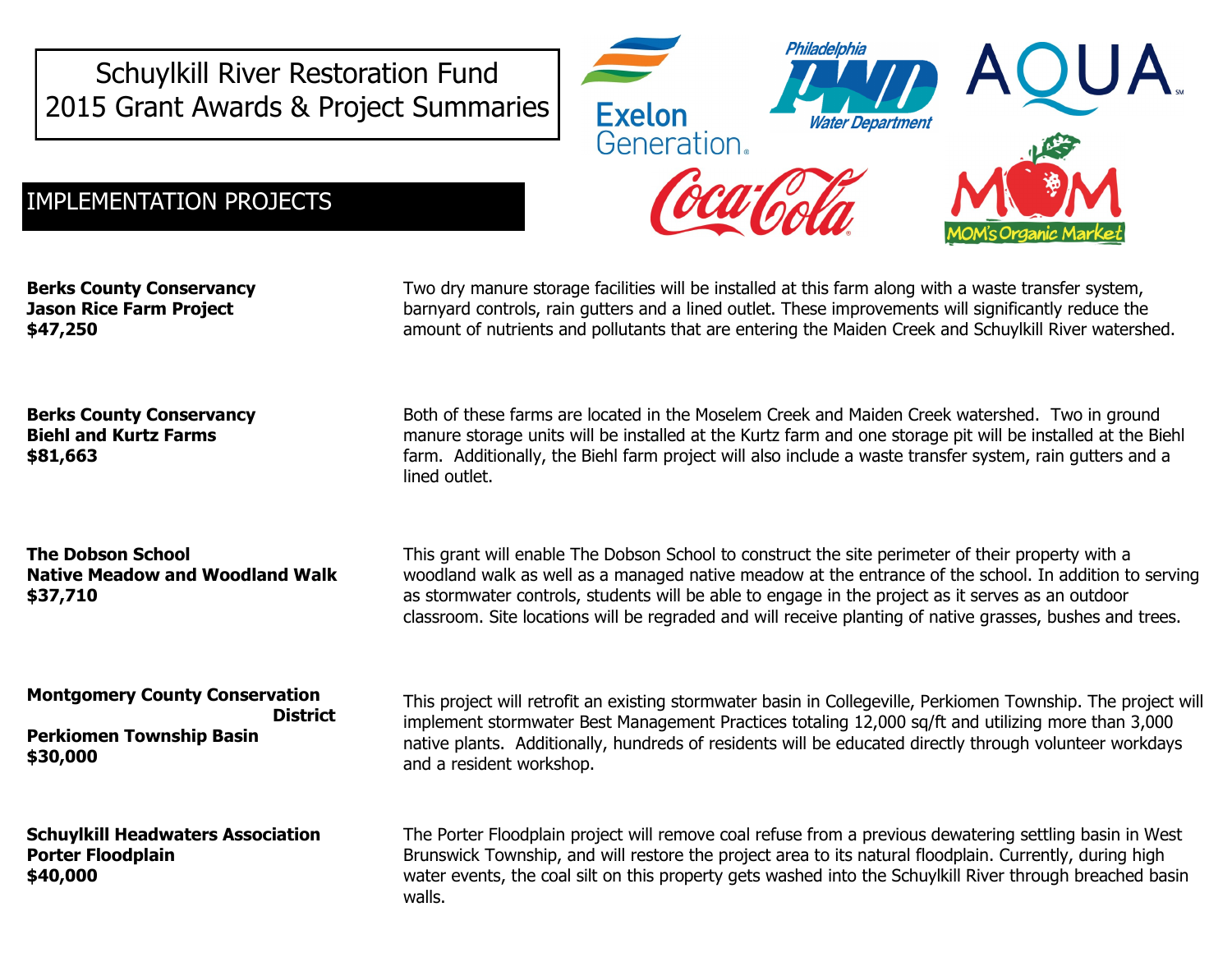# Schuylkill River Restoration Fund
# 2015 Grant Awards & Project Summaries

## IMPLEMENTATION PROJECTS

**Berks County Conservancy**
**Jason Rice Farm Project**
**$47,250**

Two dry manure storage facilities will be installed at this farm along with a waste transfer system, barnyard controls, rain gutters and a lined outlet. These improvements will significantly reduce the amount of nutrients and pollutants that are entering the Maiden Creek and Schuylkill River watershed.

**Berks County Conservancy**
**Biehl and Kurtz Farms**
**$81,663**

Both of these farms are located in the Moselem Creek and Maiden Creek watershed. Two in ground manure storage units will be installed at the Kurtz farm and one storage pit will be installed at the Biehl farm. Additionally, the Biehl farm project will also include a waste transfer system, rain gutters and a lined outlet.

**The Dobson School**
**Native Meadow and Woodland Walk**
**$37,710**

This grant will enable The Dobson School to construct the site perimeter of their property with a woodland walk as well as a managed native meadow at the entrance of the school. In addition to serving as stormwater controls, students will be able to engage in the project as it serves as an outdoor classroom. Site locations will be regraded and will receive planting of native grasses, bushes and trees.

**Montgomery County Conservation District**
**Perkiomen Township Basin**
**$30,000**

This project will retrofit an existing stormwater basin in Collegeville, Perkiomen Township. The project will implement stormwater Best Management Practices totaling 12,000 sq/ft and utilizing more than 3,000 native plants. Additionally, hundreds of residents will be educated directly through volunteer workdays and a resident workshop.

**Schuylkill Headwaters Association**
**Porter Floodplain**
**$40,000**

The Porter Floodplain project will remove coal refuse from a previous dewatering settling basin in West Brunswick Township, and will restore the project area to its natural floodplain. Currently, during high water events, the coal silt on this property gets washed into the Schuylkill River through breached basin walls.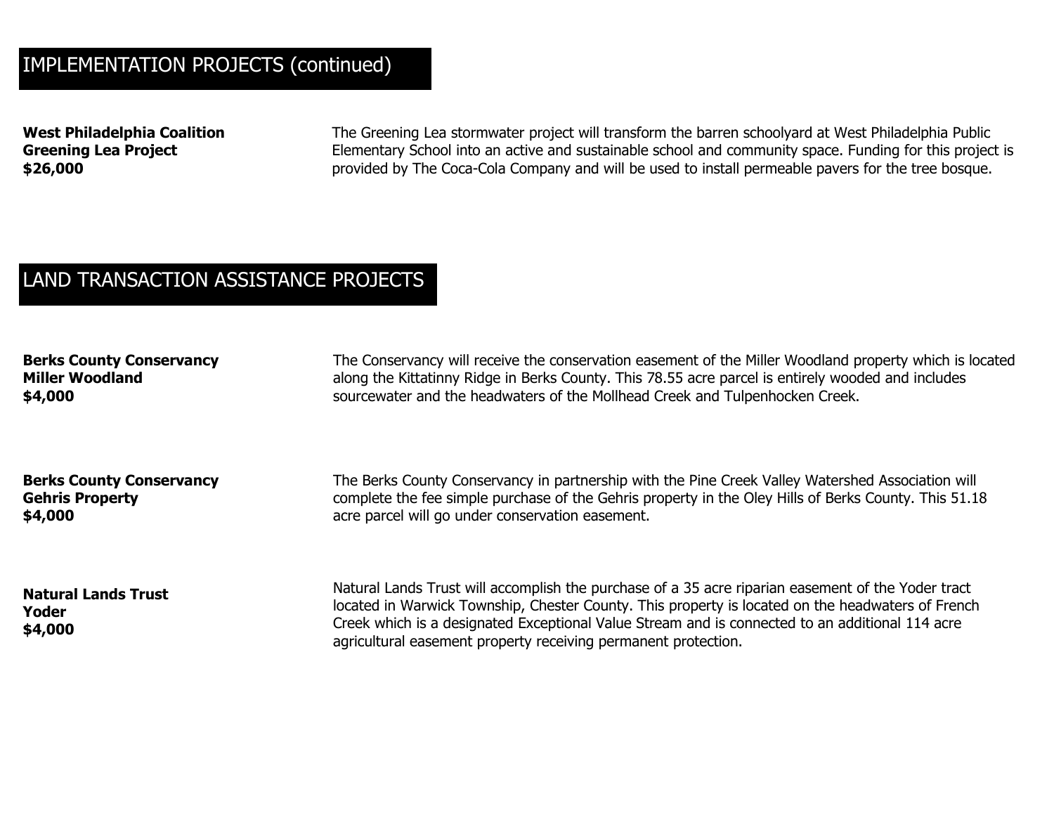## IMPLEMENTATION PROJECTS (continued)

**West Philadelphia Coalition**
**Greening Lea Project**
**$26,000**

The Greening Lea stormwater project will transform the barren schoolyard at West Philadelphia Public Elementary School into an active and sustainable school and community space. Funding for this project is provided by The Coca-Cola Company and will be used to install permeable pavers for the tree bosque.

## LAND TRANSACTION ASSISTANCE PROJECTS

**Berks County Conservancy**
**Miller Woodland**
**$4,000**

The Conservancy will receive the conservation easement of the Miller Woodland property which is located along the Kittatinny Ridge in Berks County. This 78.55 acre parcel is entirely wooded and includes sourcewater and the headwaters of the Mollhead Creek and Tulpenhocken Creek.

**Berks County Conservancy**
**Gehris Property**
**$4,000**

The Berks County Conservancy in partnership with the Pine Creek Valley Watershed Association will complete the fee simple purchase of the Gehris property in the Oley Hills of Berks County. This 51.18 acre parcel will go under conservation easement.

**Natural Lands Trust**
**Yoder**
**$4,000**

Natural Lands Trust will accomplish the purchase of a 35 acre riparian easement of the Yoder tract located in Warwick Township, Chester County. This property is located on the headwaters of French Creek which is a designated Exceptional Value Stream and is connected to an additional 114 acre agricultural easement property receiving permanent protection.